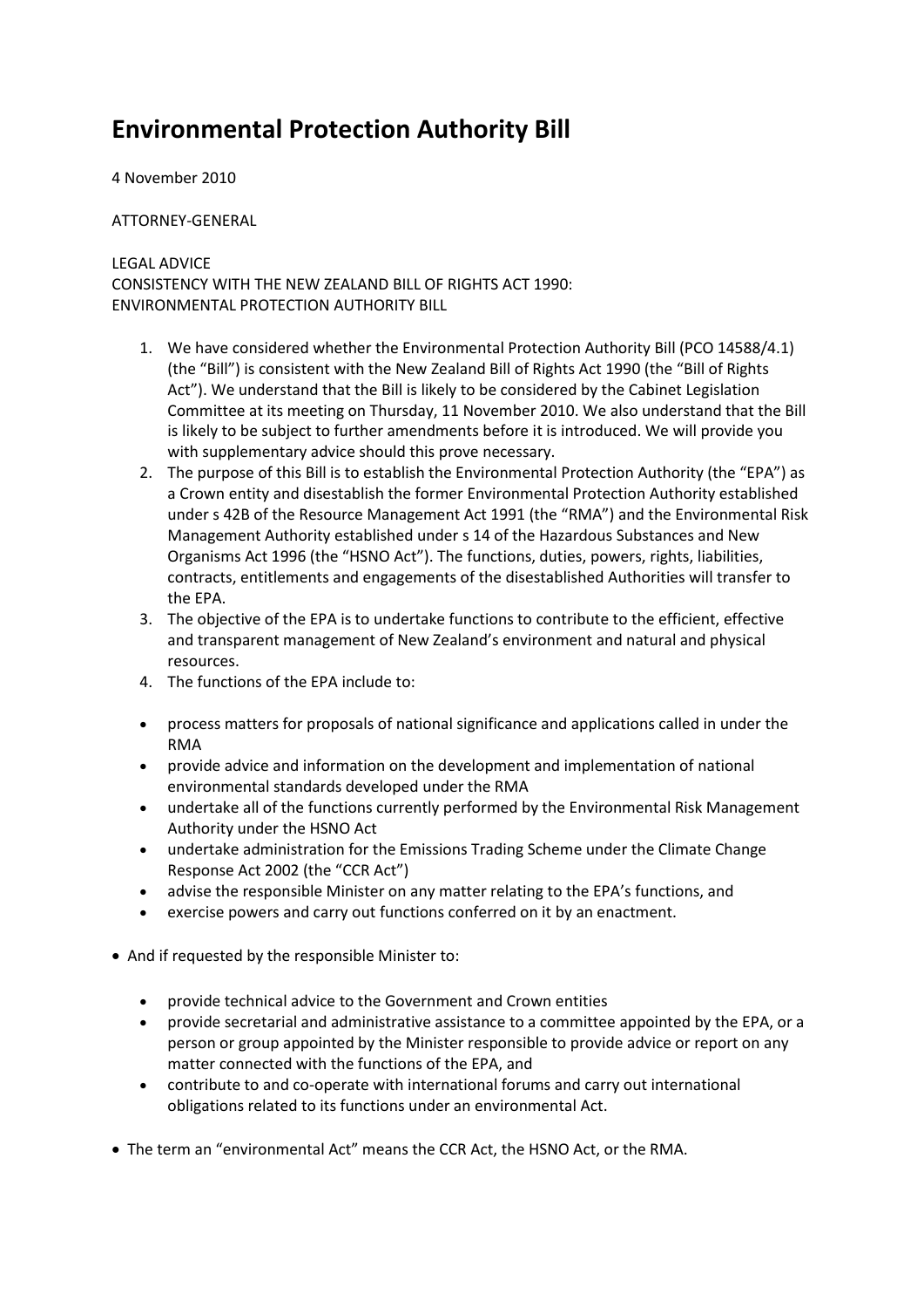# Environmental Protection Authority Bill

4 November 2010

ATTORNEY-GENERAL

LEGAL ADVICE
CONSISTENCY WITH THE NEW ZEALAND BILL OF RIGHTS ACT 1990:
ENVIRONMENTAL PROTECTION AUTHORITY BILL

1. We have considered whether the Environmental Protection Authority Bill (PCO 14588/4.1) (the "Bill") is consistent with the New Zealand Bill of Rights Act 1990 (the "Bill of Rights Act"). We understand that the Bill is likely to be considered by the Cabinet Legislation Committee at its meeting on Thursday, 11 November 2010. We also understand that the Bill is likely to be subject to further amendments before it is introduced. We will provide you with supplementary advice should this prove necessary.
2. The purpose of this Bill is to establish the Environmental Protection Authority (the "EPA") as a Crown entity and disestablish the former Environmental Protection Authority established under s 42B of the Resource Management Act 1991 (the "RMA") and the Environmental Risk Management Authority established under s 14 of the Hazardous Substances and New Organisms Act 1996 (the "HSNO Act"). The functions, duties, powers, rights, liabilities, contracts, entitlements and engagements of the disestablished Authorities will transfer to the EPA.
3. The objective of the EPA is to undertake functions to contribute to the efficient, effective and transparent management of New Zealand's environment and natural and physical resources.
4. The functions of the EPA include to:

   - process matters for proposals of national significance and applications called in under the RMA
   - provide advice and information on the development and implementation of national environmental standards developed under the RMA
   - undertake all of the functions currently performed by the Environmental Risk Management Authority under the HSNO Act
   - undertake administration for the Emissions Trading Scheme under the Climate Change Response Act 2002 (the "CCR Act")
   - advise the responsible Minister on any matter relating to the EPA's functions, and
   - exercise powers and carry out functions conferred on it by an enactment.

- And if requested by the responsible Minister to:

   - provide technical advice to the Government and Crown entities
   - provide secretarial and administrative assistance to a committee appointed by the EPA, or a person or group appointed by the Minister responsible to provide advice or report on any matter connected with the functions of the EPA, and
   - contribute to and co-operate with international forums and carry out international obligations related to its functions under an environmental Act.

- The term an "environmental Act" means the CCR Act, the HSNO Act, or the RMA.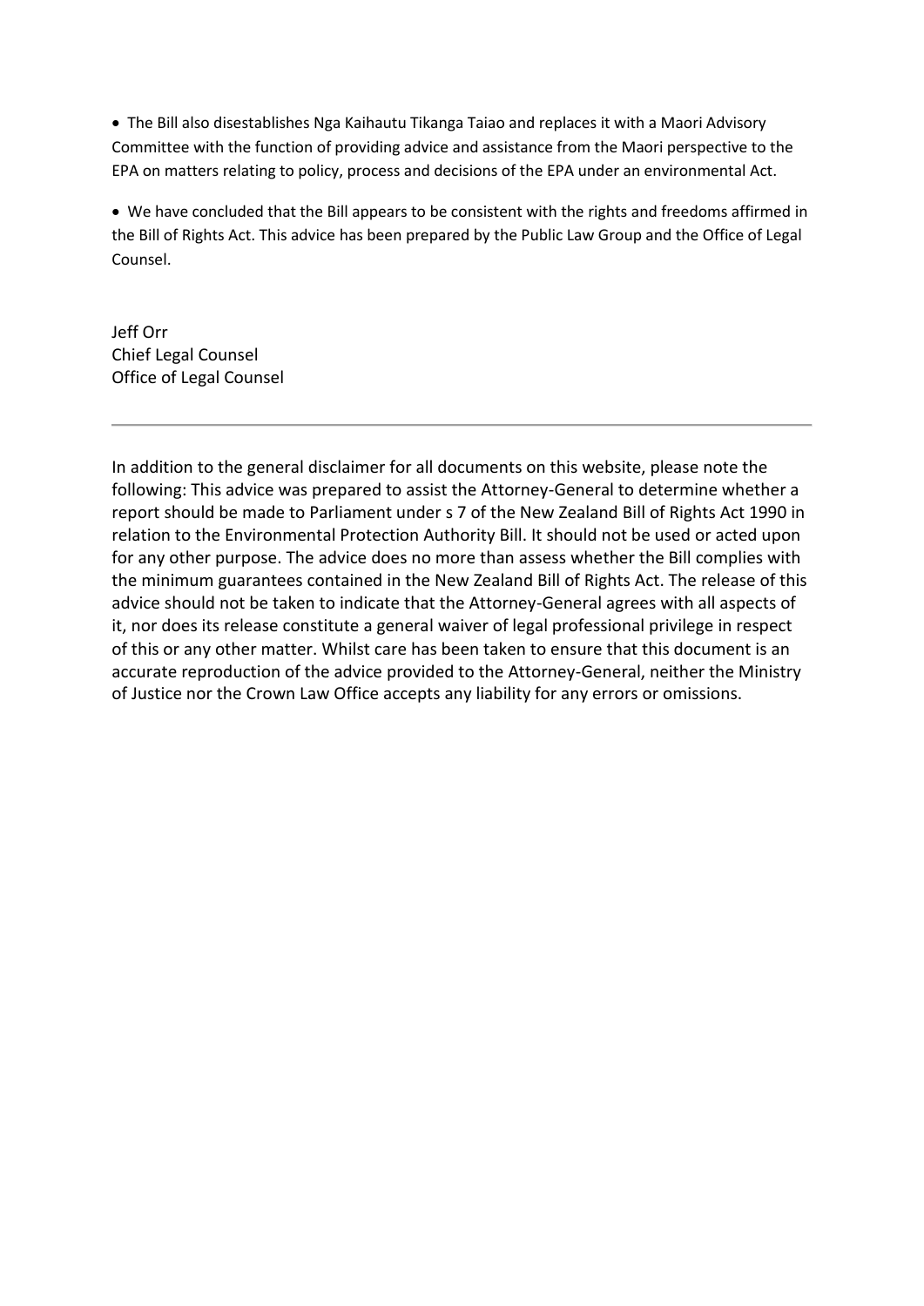- The Bill also disestablishes Nga Kaihautu Tikanga Taiao and replaces it with a Maori Advisory Committee with the function of providing advice and assistance from the Maori perspective to the EPA on matters relating to policy, process and decisions of the EPA under an environmental Act.

- We have concluded that the Bill appears to be consistent with the rights and freedoms affirmed in the Bill of Rights Act. This advice has been prepared by the Public Law Group and the Office of Legal Counsel.

Jeff Orr
Chief Legal Counsel
Office of Legal Counsel

---

In addition to the general disclaimer for all documents on this website, please note the following: This advice was prepared to assist the Attorney-General to determine whether a report should be made to Parliament under s 7 of the New Zealand Bill of Rights Act 1990 in relation to the Environmental Protection Authority Bill. It should not be used or acted upon for any other purpose. The advice does no more than assess whether the Bill complies with the minimum guarantees contained in the New Zealand Bill of Rights Act. The release of this advice should not be taken to indicate that the Attorney-General agrees with all aspects of it, nor does its release constitute a general waiver of legal professional privilege in respect of this or any other matter. Whilst care has been taken to ensure that this document is an accurate reproduction of the advice provided to the Attorney-General, neither the Ministry of Justice nor the Crown Law Office accepts any liability for any errors or omissions.